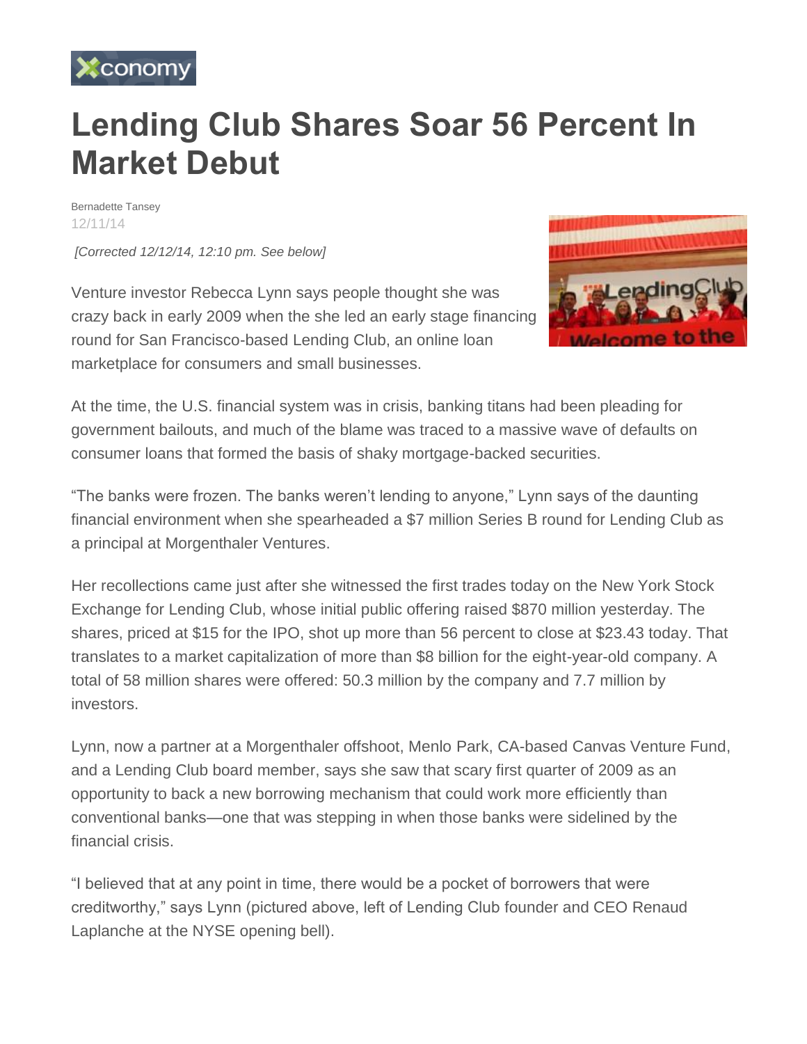# Lending Club Shares Soar 56 Percent In Market Debut

Bernadette Tansey
12/11/14

*[Corrected 12/12/14, 12:10 pm. See below]*

Venture investor Rebecca Lynn says people thought she was crazy back in early 2009 when the she led an early stage financing round for San Francisco-based Lending Club, an online loan marketplace for consumers and small businesses.

At the time, the U.S. financial system was in crisis, banking titans had been pleading for government bailouts, and much of the blame was traced to a massive wave of defaults on consumer loans that formed the basis of shaky mortgage-backed securities.

"The banks were frozen. The banks weren't lending to anyone," Lynn says of the daunting financial environment when she spearheaded a $7 million Series B round for Lending Club as a principal at Morgenthaler Ventures.

Her recollections came just after she witnessed the first trades today on the New York Stock Exchange for Lending Club, whose initial public offering raised $870 million yesterday. The shares, priced at $15 for the IPO, shot up more than 56 percent to close at $23.43 today. That translates to a market capitalization of more than $8 billion for the eight-year-old company. A total of 58 million shares were offered: 50.3 million by the company and 7.7 million by investors.

Lynn, now a partner at a Morgenthaler offshoot, Menlo Park, CA-based Canvas Venture Fund, and a Lending Club board member, says she saw that scary first quarter of 2009 as an opportunity to back a new borrowing mechanism that could work more efficiently than conventional banks—one that was stepping in when those banks were sidelined by the financial crisis.

"I believed that at any point in time, there would be a pocket of borrowers that were creditworthy," says Lynn (pictured above, left of Lending Club founder and CEO Renaud Laplanche at the NYSE opening bell).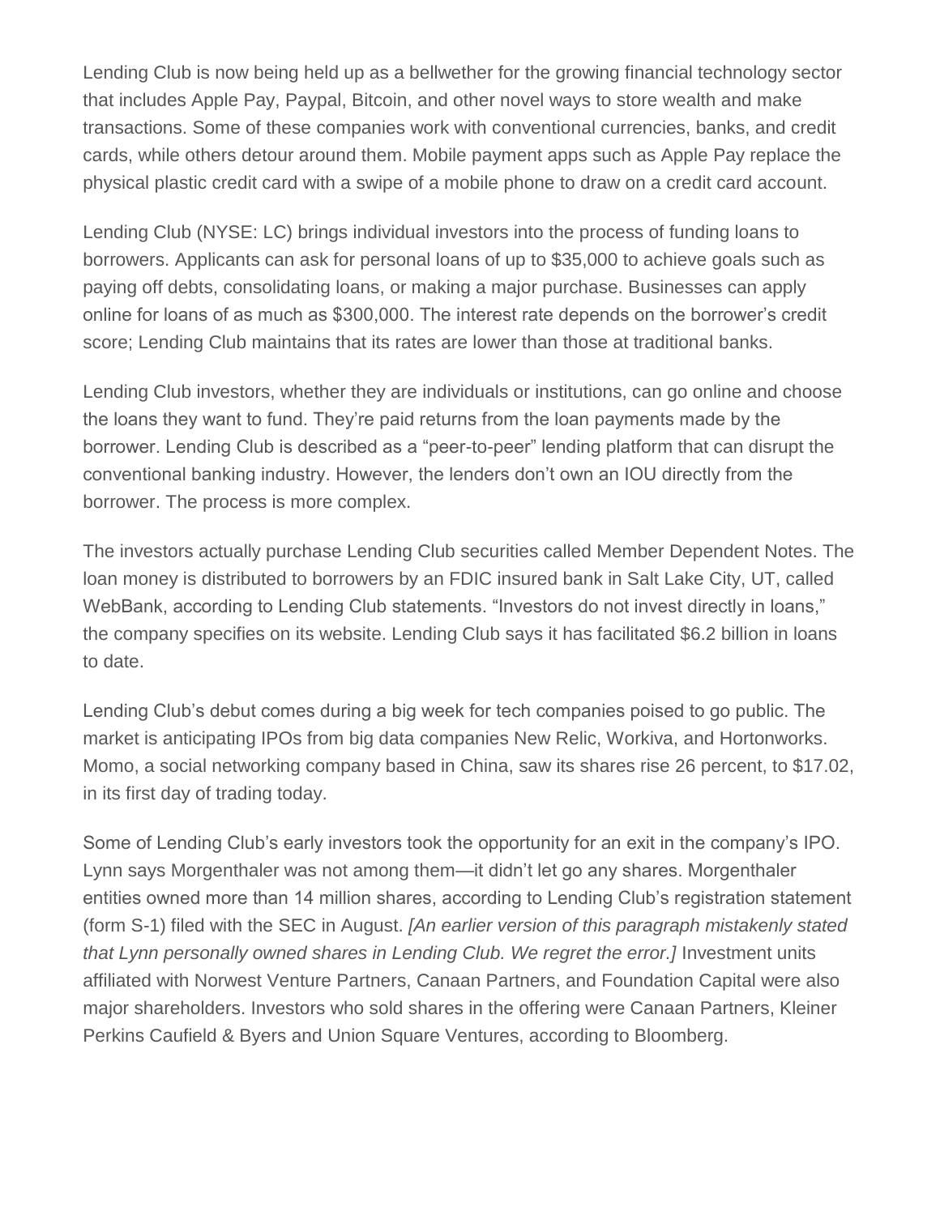Lending Club is now being held up as a bellwether for the growing financial technology sector that includes Apple Pay, Paypal, Bitcoin, and other novel ways to store wealth and make transactions. Some of these companies work with conventional currencies, banks, and credit cards, while others detour around them. Mobile payment apps such as Apple Pay replace the physical plastic credit card with a swipe of a mobile phone to draw on a credit card account.

Lending Club (NYSE: LC) brings individual investors into the process of funding loans to borrowers. Applicants can ask for personal loans of up to $35,000 to achieve goals such as paying off debts, consolidating loans, or making a major purchase. Businesses can apply online for loans of as much as $300,000. The interest rate depends on the borrower's credit score; Lending Club maintains that its rates are lower than those at traditional banks.

Lending Club investors, whether they are individuals or institutions, can go online and choose the loans they want to fund. They're paid returns from the loan payments made by the borrower. Lending Club is described as a "peer-to-peer" lending platform that can disrupt the conventional banking industry. However, the lenders don't own an IOU directly from the borrower. The process is more complex.

The investors actually purchase Lending Club securities called Member Dependent Notes. The loan money is distributed to borrowers by an FDIC insured bank in Salt Lake City, UT, called WebBank, according to Lending Club statements. "Investors do not invest directly in loans," the company specifies on its website. Lending Club says it has facilitated $6.2 billion in loans to date.

Lending Club's debut comes during a big week for tech companies poised to go public. The market is anticipating IPOs from big data companies New Relic, Workiva, and Hortonworks. Momo, a social networking company based in China, saw its shares rise 26 percent, to $17.02, in its first day of trading today.

Some of Lending Club's early investors took the opportunity for an exit in the company's IPO. Lynn says Morgenthaler was not among them—it didn't let go any shares. Morgenthaler entities owned more than 14 million shares, according to Lending Club's registration statement (form S-1) filed with the SEC in August. *[An earlier version of this paragraph mistakenly stated that Lynn personally owned shares in Lending Club. We regret the error.]* Investment units affiliated with Norwest Venture Partners, Canaan Partners, and Foundation Capital were also major shareholders. Investors who sold shares in the offering were Canaan Partners, Kleiner Perkins Caufield & Byers and Union Square Ventures, according to Bloomberg.